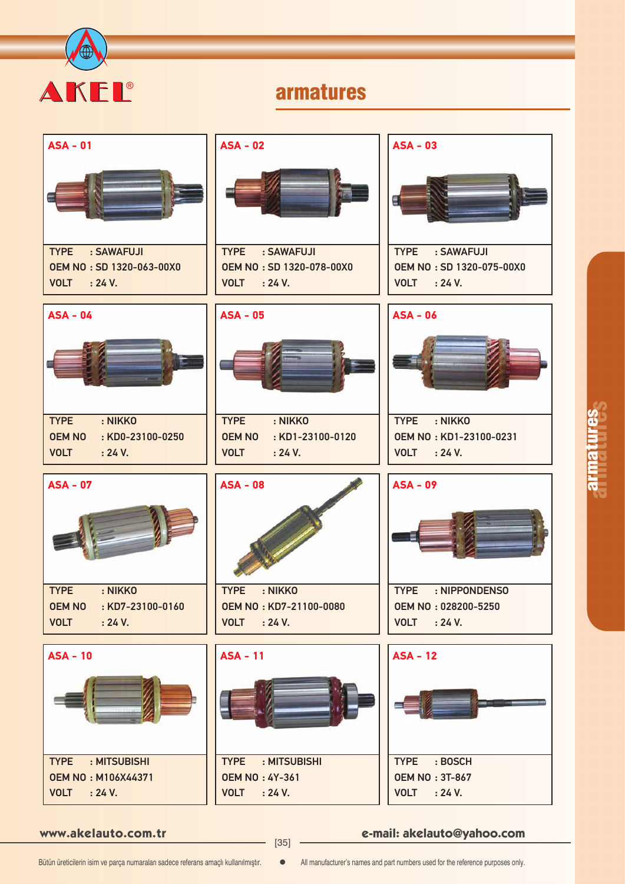AKEL®

# armatures

## ASA - 01

TYPE : SAWAFUJI
OEM NO : SD 1320-063-00X0
VOLT : 24 V.

## ASA - 02

TYPE : SAWAFUJI
OEM NO : SD 1320-078-00X0
VOLT : 24 V.

## ASA - 03

TYPE : SAWAFUJI
OEM NO : SD 1320-075-00X0
VOLT : 24 V.

## ASA - 04

TYPE : NIKKO
OEM NO : KD0-23100-0250
VOLT : 24 V.

## ASA - 05

TYPE : NIKKO
OEM NO : KD1-23100-0120
VOLT : 24 V.

## ASA - 06

TYPE : NIKKO
OEM NO : KD1-23100-0231
VOLT : 24 V.

## ASA - 07

TYPE : NIKKO
OEM NO : KD7-23100-0160
VOLT : 24 V.

## ASA - 08

TYPE : NIKKO
OEM NO : KD7-21100-0080
VOLT : 24 V.

## ASA - 09

TYPE : NIPPONDENSO
OEM NO : 028200-5250
VOLT : 24 V.

## ASA - 10

TYPE : MITSUBISHI
OEM NO : M106X44371
VOLT : 24 V.

## ASA - 11

TYPE : MITSUBISHI
OEM NO : 4Y-361
VOLT : 24 V.

## ASA - 12

TYPE : BOSCH
OEM NO : 3T-867
VOLT : 24 V.

www.akelauto.com.tr e-mail: akelauto@yahoo.com

Bütün üreticilerin isim ve parça numaraları sadece referans amaçlı kullanılmıştır. ● All manufacturer's names and part numbers used for the reference purposes only.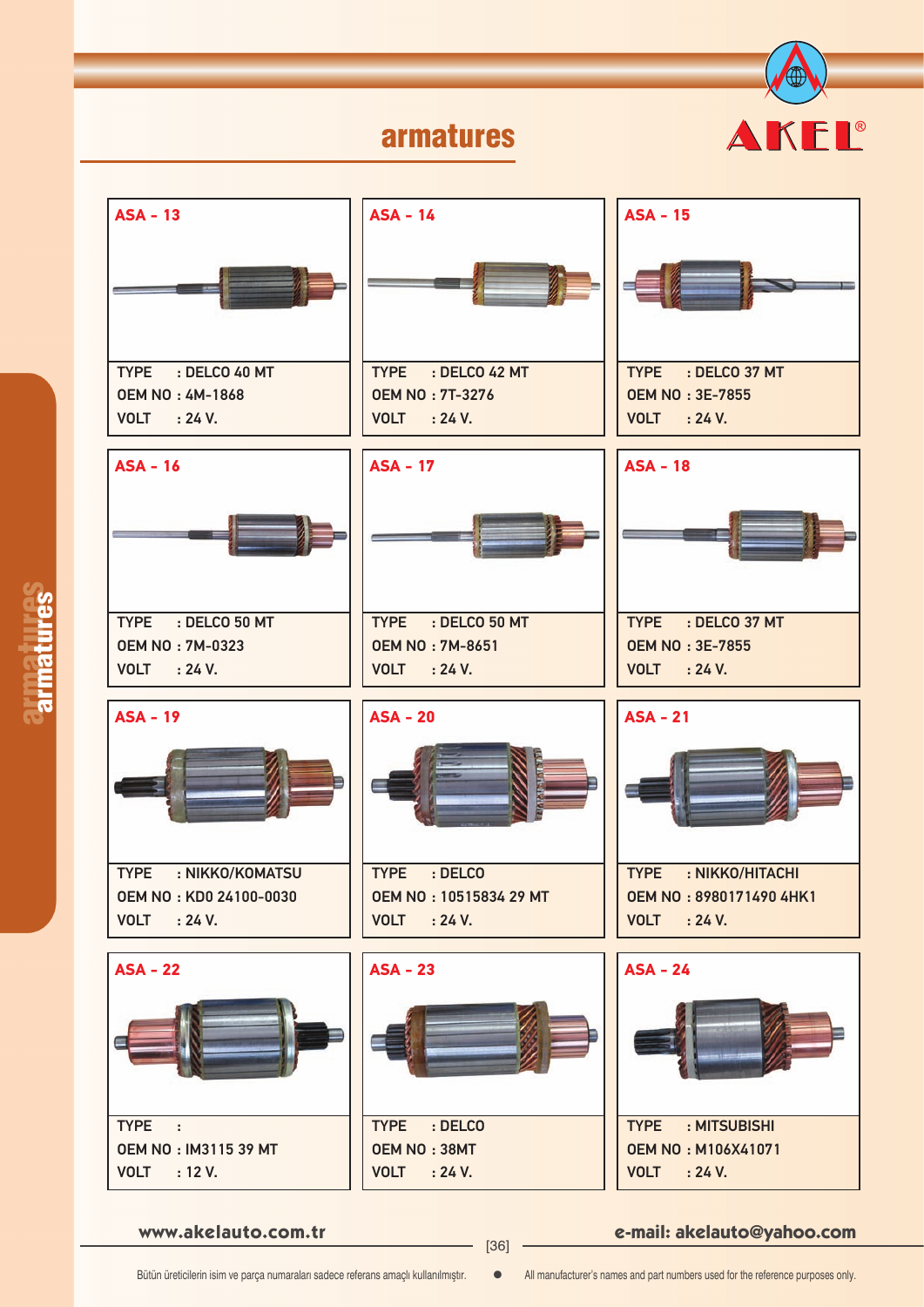# armatures

AKEL®

## ASA - 13

TYPE : DELCO 40 MT
OEM NO : 4M-1868
VOLT : 24 V.

## ASA - 14

TYPE : DELCO 42 MT
OEM NO : 7T-3276
VOLT : 24 V.

## ASA - 15

TYPE : DELCO 37 MT
OEM NO : 3E-7855
VOLT : 24 V.

## ASA - 16

TYPE : DELCO 50 MT
OEM NO : 7M-0323
VOLT : 24 V.

## ASA - 17

TYPE : DELCO 50 MT
OEM NO : 7M-8651
VOLT : 24 V.

## ASA - 18

TYPE : DELCO 37 MT
OEM NO : 3E-7855
VOLT : 24 V.

## ASA - 19

TYPE : NIKKO/KOMATSU
OEM NO : KD0 24100-0030
VOLT : 24 V.

## ASA - 20

TYPE : DELCO
OEM NO : 10515834 29 MT
VOLT : 24 V.

## ASA - 21

TYPE : NIKKO/HITACHI
OEM NO : 8980171490 4HK1
VOLT : 24 V.

## ASA - 22

TYPE :
OEM NO : IM3115 39 MT
VOLT : 12 V.

## ASA - 23

TYPE : DELCO
OEM NO : 38MT
VOLT : 24 V.

## ASA - 24

TYPE : MITSUBISHI
OEM NO : M106X41071
VOLT : 24 V.

www.akelauto.com.tr

e-mail: akelauto@yahoo.com

Bütün üreticilerin isim ve parça numaraları sadece referans amaçlı kullanılmıştır. ● All manufacturer's names and part numbers used for the reference purposes only.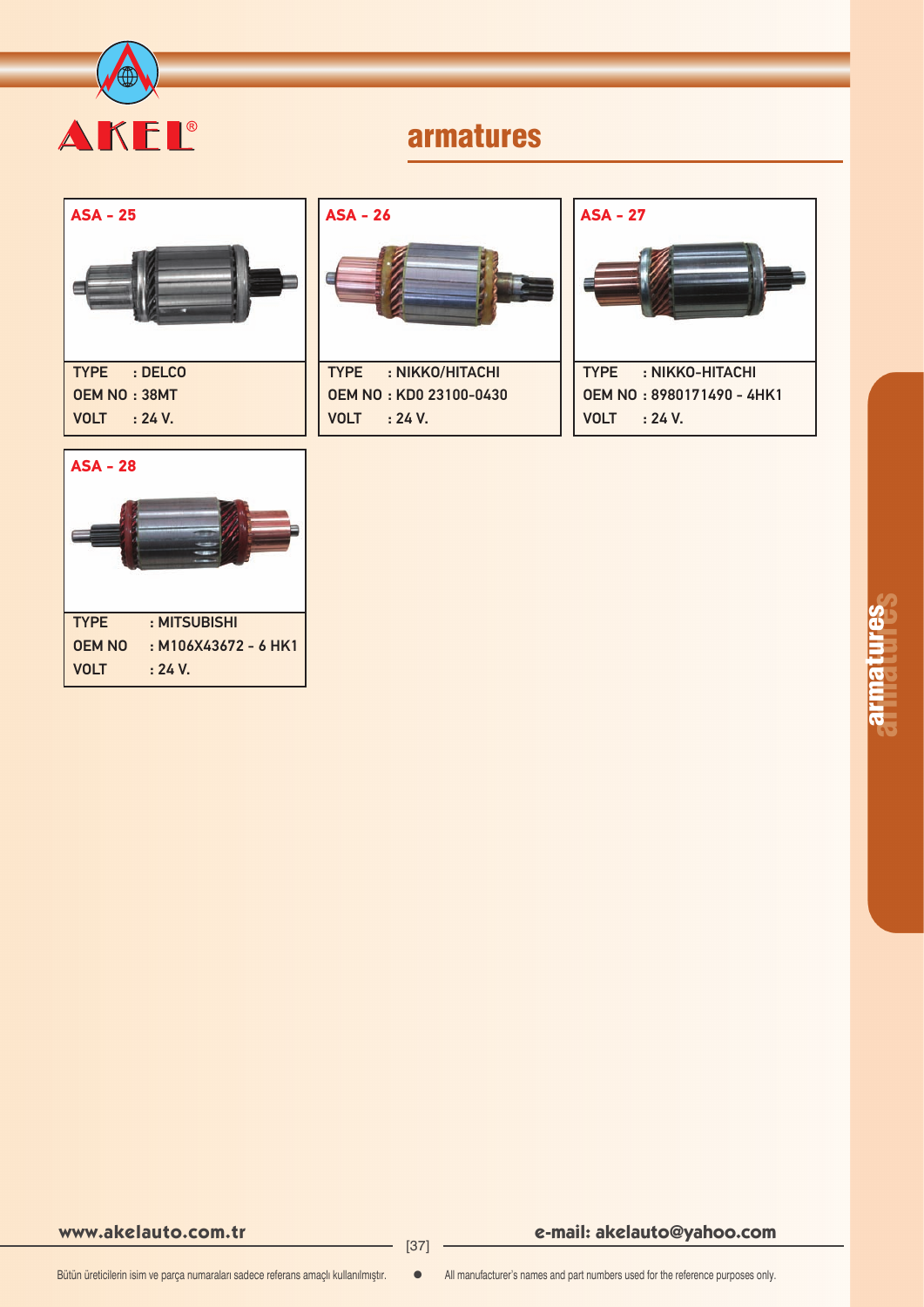# armatures

## ASA - 25

| | |
|---|---|
| TYPE | : DELCO |
| OEM NO | : 38MT |
| VOLT | : 24 V. |

## ASA - 26

| | |
|---|---|
| TYPE | : NIKKO/HITACHI |
| OEM NO | : KD0 23100-0430 |
| VOLT | : 24 V. |

## ASA - 27

| | |
|---|---|
| TYPE | : NIKKO-HITACHI |
| OEM NO | : 8980171490 - 4HK1 |
| VOLT | : 24 V. |

## ASA - 28

| | |
|---|---|
| TYPE | : MITSUBISHI |
| OEM NO | : M106X43672 - 6 HK1 |
| VOLT | : 24 V. |

www.akelauto.com.tr

e-mail: akelauto@yahoo.com

Bütün üreticilerin isim ve parça numaraları sadece referans amaçlı kullanılmıştır.

All manufacturer's names and part numbers used for the reference purposes only.